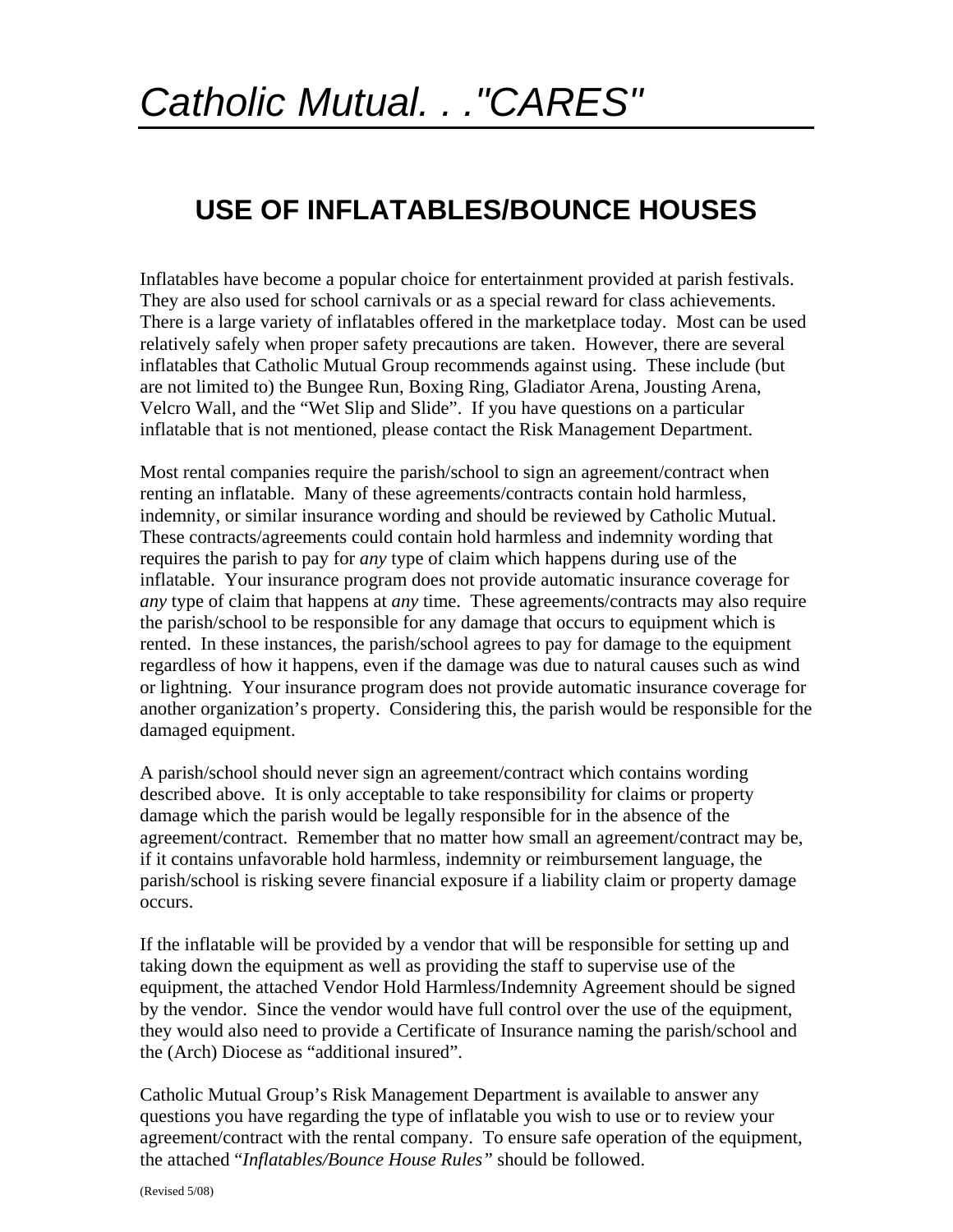# *Catholic Mutual. . ."CARES"*

## USE OF INFLATABLES/BOUNCE HOUSES

Inflatables have become a popular choice for entertainment provided at parish festivals. They are also used for school carnivals or as a special reward for class achievements. There is a large variety of inflatables offered in the marketplace today. Most can be used relatively safely when proper safety precautions are taken. However, there are several inflatables that Catholic Mutual Group recommends against using. These include (but are not limited to) the Bungee Run, Boxing Ring, Gladiator Arena, Jousting Arena, Velcro Wall, and the "Wet Slip and Slide". If you have questions on a particular inflatable that is not mentioned, please contact the Risk Management Department.

Most rental companies require the parish/school to sign an agreement/contract when renting an inflatable. Many of these agreements/contracts contain hold harmless, indemnity, or similar insurance wording and should be reviewed by Catholic Mutual. These contracts/agreements could contain hold harmless and indemnity wording that requires the parish to pay for *any* type of claim which happens during use of the inflatable. Your insurance program does not provide automatic insurance coverage for *any* type of claim that happens at *any* time. These agreements/contracts may also require the parish/school to be responsible for any damage that occurs to equipment which is rented. In these instances, the parish/school agrees to pay for damage to the equipment regardless of how it happens, even if the damage was due to natural causes such as wind or lightning. Your insurance program does not provide automatic insurance coverage for another organization's property. Considering this, the parish would be responsible for the damaged equipment.

A parish/school should never sign an agreement/contract which contains wording described above. It is only acceptable to take responsibility for claims or property damage which the parish would be legally responsible for in the absence of the agreement/contract. Remember that no matter how small an agreement/contract may be, if it contains unfavorable hold harmless, indemnity or reimbursement language, the parish/school is risking severe financial exposure if a liability claim or property damage occurs.

If the inflatable will be provided by a vendor that will be responsible for setting up and taking down the equipment as well as providing the staff to supervise use of the equipment, the attached Vendor Hold Harmless/Indemnity Agreement should be signed by the vendor. Since the vendor would have full control over the use of the equipment, they would also need to provide a Certificate of Insurance naming the parish/school and the (Arch) Diocese as "additional insured".

Catholic Mutual Group's Risk Management Department is available to answer any questions you have regarding the type of inflatable you wish to use or to review your agreement/contract with the rental company. To ensure safe operation of the equipment, the attached "*Inflatables/Bounce House Rules*" should be followed.

(Revised 5/08)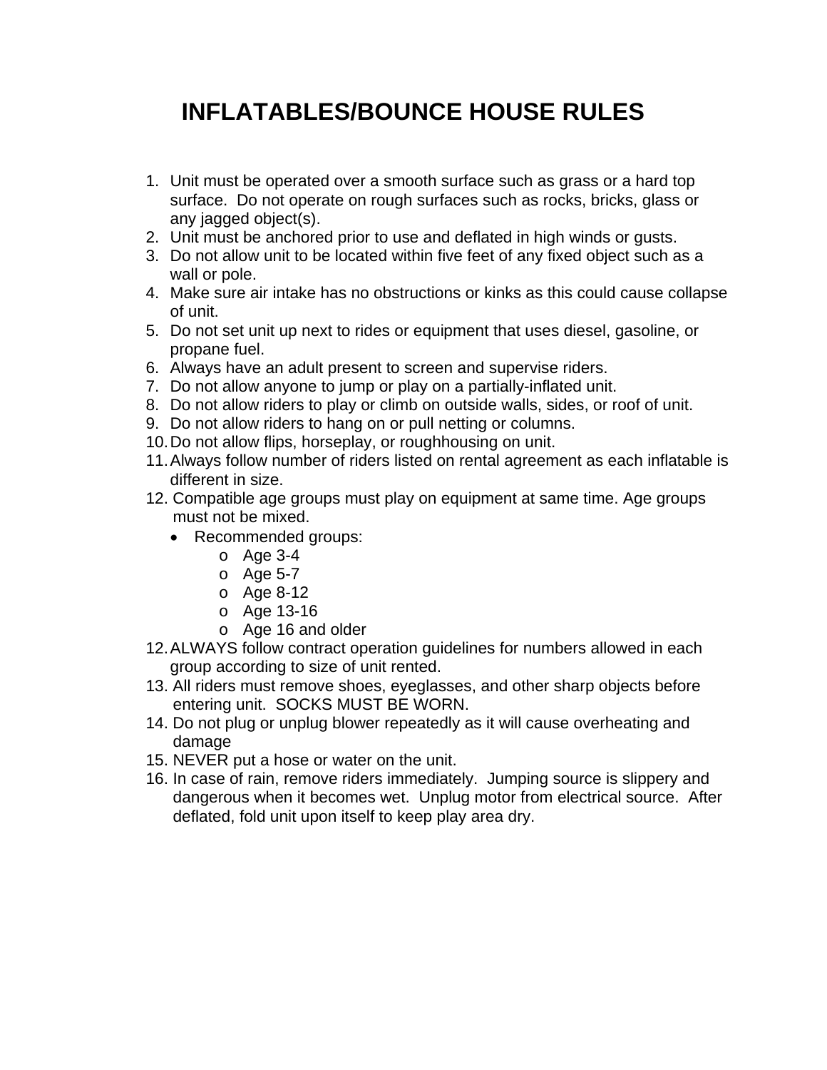# INFLATABLES/BOUNCE HOUSE RULES

1. Unit must be operated over a smooth surface such as grass or a hard top surface. Do not operate on rough surfaces such as rocks, bricks, glass or any jagged object(s).
2. Unit must be anchored prior to use and deflated in high winds or gusts.
3. Do not allow unit to be located within five feet of any fixed object such as a wall or pole.
4. Make sure air intake has no obstructions or kinks as this could cause collapse of unit.
5. Do not set unit up next to rides or equipment that uses diesel, gasoline, or propane fuel.
6. Always have an adult present to screen and supervise riders.
7. Do not allow anyone to jump or play on a partially-inflated unit.
8. Do not allow riders to play or climb on outside walls, sides, or roof of unit.
9. Do not allow riders to hang on or pull netting or columns.
10. Do not allow flips, horseplay, or roughhousing on unit.
11. Always follow number of riders listed on rental agreement as each inflatable is different in size.
12. Compatible age groups must play on equipment at same time. Age groups must not be mixed.
    - Recommended groups:
        - Age 3-4
        - Age 5-7
        - Age 8-12
        - Age 13-16
        - Age 16 and older
12. ALWAYS follow contract operation guidelines for numbers allowed in each group according to size of unit rented.
13. All riders must remove shoes, eyeglasses, and other sharp objects before entering unit. SOCKS MUST BE WORN.
14. Do not plug or unplug blower repeatedly as it will cause overheating and damage
15. NEVER put a hose or water on the unit.
16. In case of rain, remove riders immediately. Jumping source is slippery and dangerous when it becomes wet. Unplug motor from electrical source. After deflated, fold unit upon itself to keep play area dry.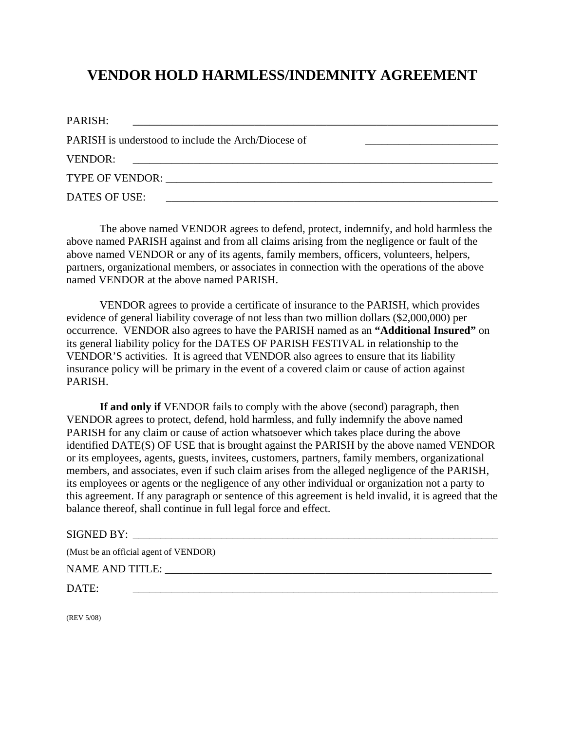# VENDOR HOLD HARMLESS/INDEMNITY AGREEMENT

PARISH: ____________________________________________________________________

PARISH is understood to include the Arch/Diocese of ________________________

VENDOR: ____________________________________________________________________

TYPE OF VENDOR: ____________________________________________________________

DATES OF USE: ______________________________________________________________

The above named VENDOR agrees to defend, protect, indemnify, and hold harmless the above named PARISH against and from all claims arising from the negligence or fault of the above named VENDOR or any of its agents, family members, officers, volunteers, helpers, partners, organizational members, or associates in connection with the operations of the above named VENDOR at the above named PARISH.

VENDOR agrees to provide a certificate of insurance to the PARISH, which provides evidence of general liability coverage of not less than two million dollars ($2,000,000) per occurrence. VENDOR also agrees to have the PARISH named as an **"Additional Insured"** on its general liability policy for the DATES OF PARISH FESTIVAL in relationship to the VENDOR'S activities. It is agreed that VENDOR also agrees to ensure that its liability insurance policy will be primary in the event of a covered claim or cause of action against PARISH.

**If and only if** VENDOR fails to comply with the above (second) paragraph, then VENDOR agrees to protect, defend, hold harmless, and fully indemnify the above named PARISH for any claim or cause of action whatsoever which takes place during the above identified DATE(S) OF USE that is brought against the PARISH by the above named VENDOR or its employees, agents, guests, invitees, customers, partners, family members, organizational members, and associates, even if such claim arises from the alleged negligence of the PARISH, its employees or agents or the negligence of any other individual or organization not a party to this agreement. If any paragraph or sentence of this agreement is held invalid, it is agreed that the balance thereof, shall continue in full legal force and effect.

SIGNED BY: _________________________________________________________________

(Must be an official agent of VENDOR)

NAME AND TITLE: ____________________________________________________________

DATE: ______________________________________________________________________

(REV 5/08)